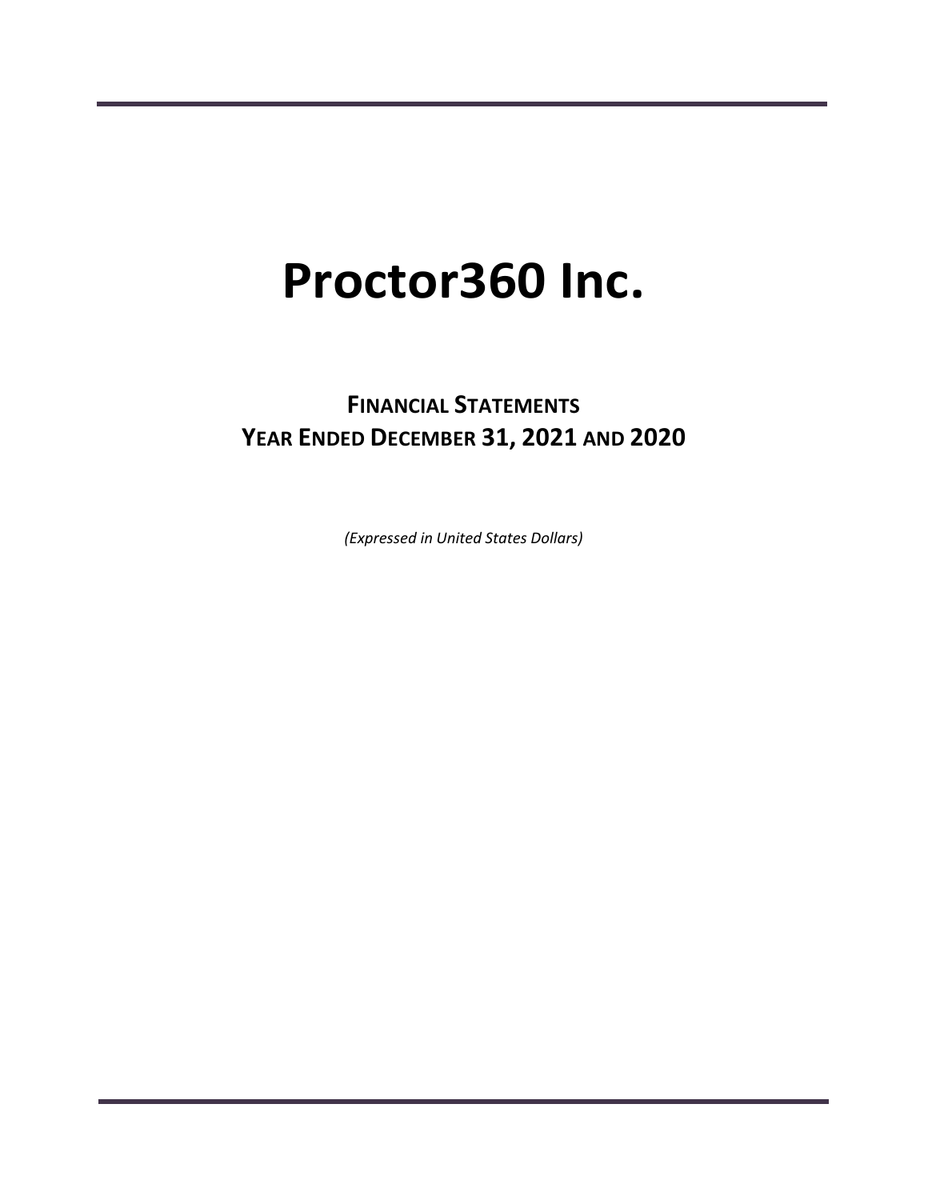# Proctor360 Inc.

## FINANCIAL STATEMENTS
## YEAR ENDED DECEMBER 31, 2021 AND 2020

*(Expressed in United States Dollars)*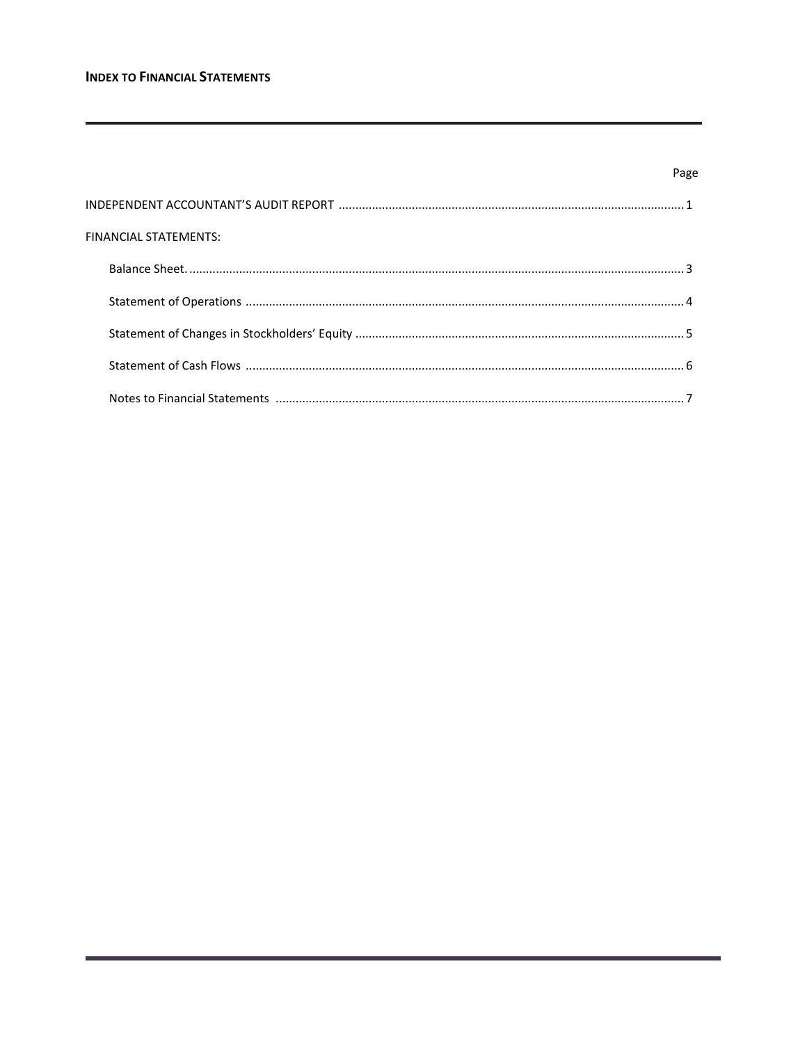# INDEX TO FINANCIAL STATEMENTS

| | Page |
|---|---|
| INDEPENDENT ACCOUNTANT'S AUDIT REPORT | 1 |
| FINANCIAL STATEMENTS: | |
| Balance Sheet. | 3 |
| Statement of Operations | 4 |
| Statement of Changes in Stockholders' Equity | 5 |
| Statement of Cash Flows | 6 |
| Notes to Financial Statements | 7 |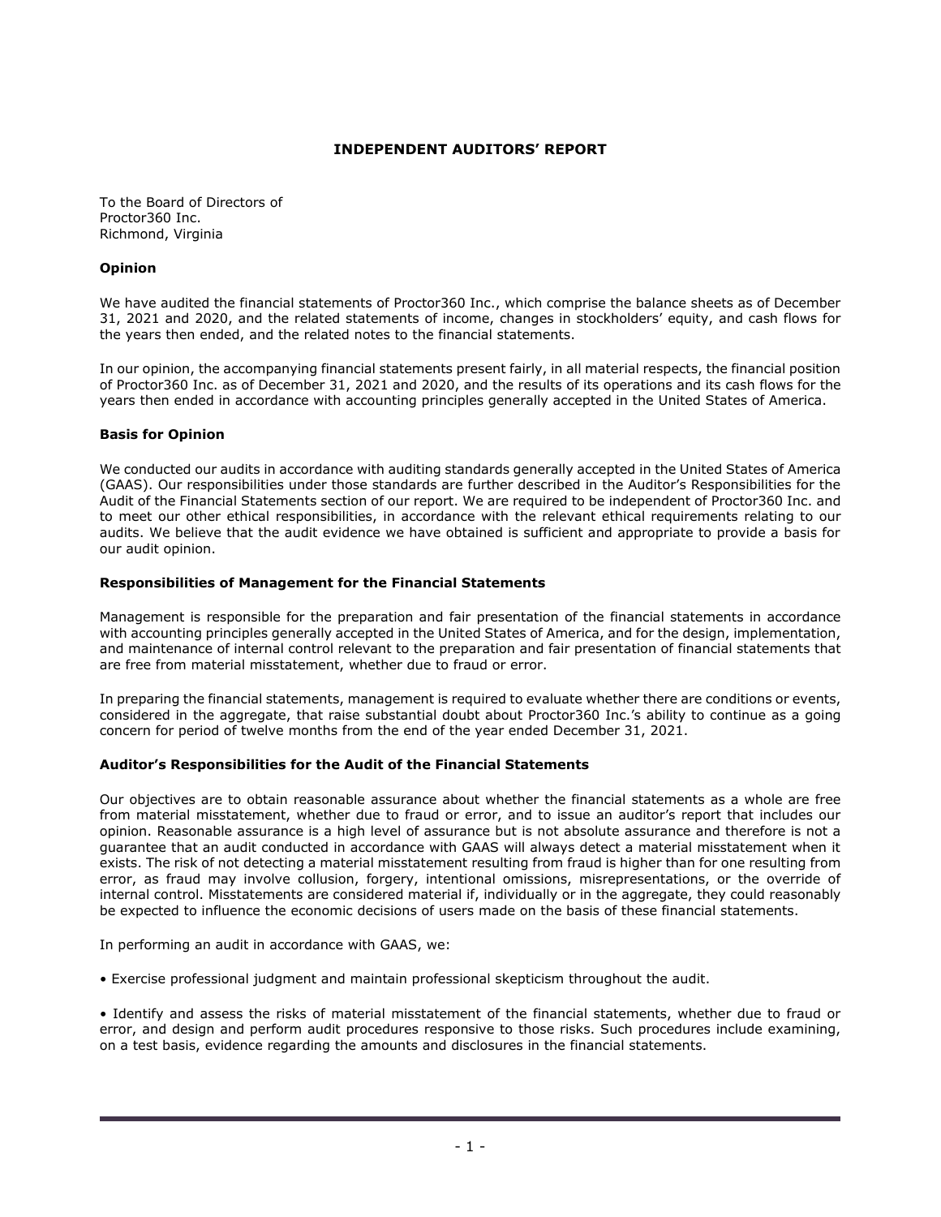# INDEPENDENT AUDITORS' REPORT

To the Board of Directors of
Proctor360 Inc.
Richmond, Virginia

**Opinion**

We have audited the financial statements of Proctor360 Inc., which comprise the balance sheets as of December 31, 2021 and 2020, and the related statements of income, changes in stockholders' equity, and cash flows for the years then ended, and the related notes to the financial statements.

In our opinion, the accompanying financial statements present fairly, in all material respects, the financial position of Proctor360 Inc. as of December 31, 2021 and 2020, and the results of its operations and its cash flows for the years then ended in accordance with accounting principles generally accepted in the United States of America.

**Basis for Opinion**

We conducted our audits in accordance with auditing standards generally accepted in the United States of America (GAAS). Our responsibilities under those standards are further described in the Auditor's Responsibilities for the Audit of the Financial Statements section of our report. We are required to be independent of Proctor360 Inc. and to meet our other ethical responsibilities, in accordance with the relevant ethical requirements relating to our audits. We believe that the audit evidence we have obtained is sufficient and appropriate to provide a basis for our audit opinion.

**Responsibilities of Management for the Financial Statements**

Management is responsible for the preparation and fair presentation of the financial statements in accordance with accounting principles generally accepted in the United States of America, and for the design, implementation, and maintenance of internal control relevant to the preparation and fair presentation of financial statements that are free from material misstatement, whether due to fraud or error.

In preparing the financial statements, management is required to evaluate whether there are conditions or events, considered in the aggregate, that raise substantial doubt about Proctor360 Inc.'s ability to continue as a going concern for period of twelve months from the end of the year ended December 31, 2021.

**Auditor's Responsibilities for the Audit of the Financial Statements**

Our objectives are to obtain reasonable assurance about whether the financial statements as a whole are free from material misstatement, whether due to fraud or error, and to issue an auditor's report that includes our opinion. Reasonable assurance is a high level of assurance but is not absolute assurance and therefore is not a guarantee that an audit conducted in accordance with GAAS will always detect a material misstatement when it exists. The risk of not detecting a material misstatement resulting from fraud is higher than for one resulting from error, as fraud may involve collusion, forgery, intentional omissions, misrepresentations, or the override of internal control. Misstatements are considered material if, individually or in the aggregate, they could reasonably be expected to influence the economic decisions of users made on the basis of these financial statements.

In performing an audit in accordance with GAAS, we:

- Exercise professional judgment and maintain professional skepticism throughout the audit.

- Identify and assess the risks of material misstatement of the financial statements, whether due to fraud or error, and design and perform audit procedures responsive to those risks. Such procedures include examining, on a test basis, evidence regarding the amounts and disclosures in the financial statements.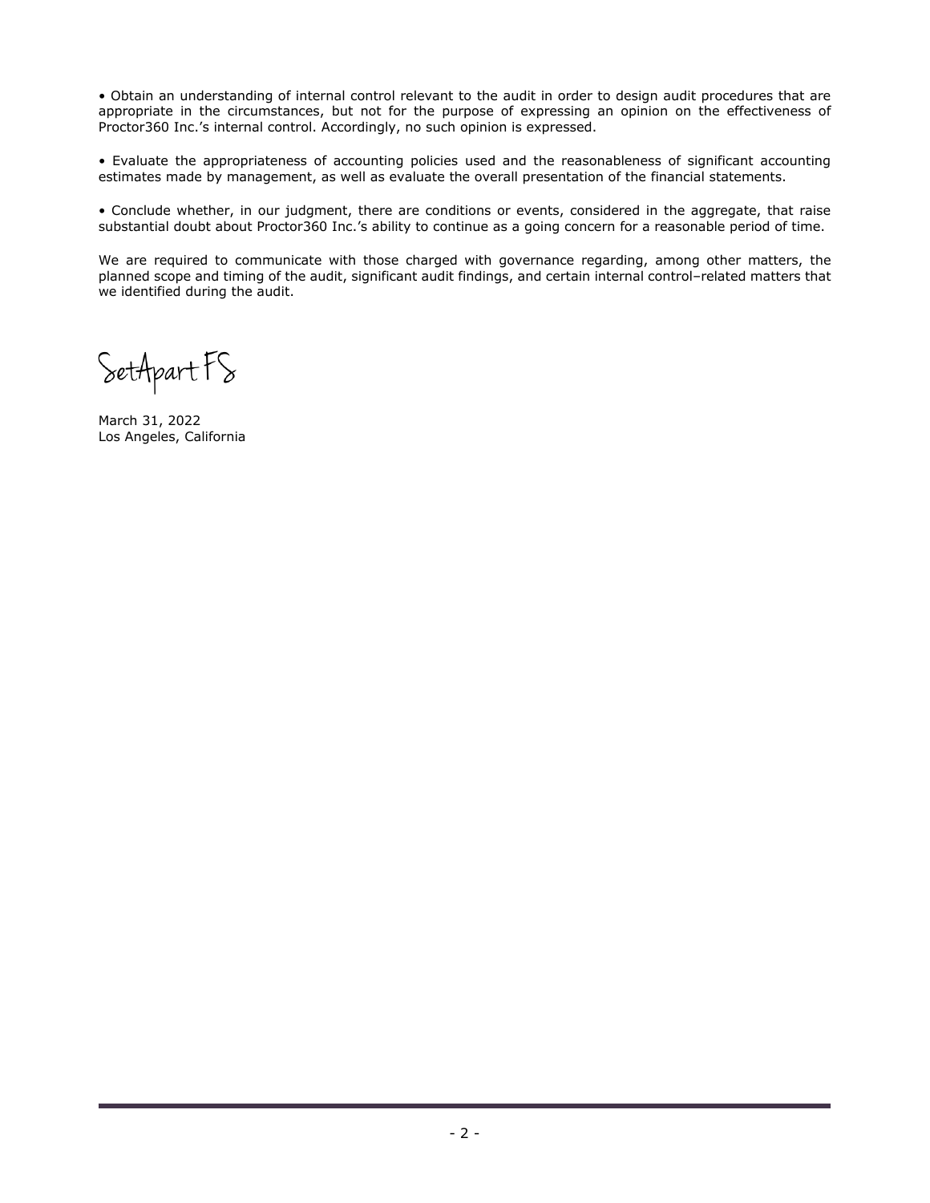- Obtain an understanding of internal control relevant to the audit in order to design audit procedures that are appropriate in the circumstances, but not for the purpose of expressing an opinion on the effectiveness of Proctor360 Inc.'s internal control. Accordingly, no such opinion is expressed.

- Evaluate the appropriateness of accounting policies used and the reasonableness of significant accounting estimates made by management, as well as evaluate the overall presentation of the financial statements.

- Conclude whether, in our judgment, there are conditions or events, considered in the aggregate, that raise substantial doubt about Proctor360 Inc.'s ability to continue as a going concern for a reasonable period of time.

We are required to communicate with those charged with governance regarding, among other matters, the planned scope and timing of the audit, significant audit findings, and certain internal control–related matters that we identified during the audit.

SetApart FS

March 31, 2022
Los Angeles, California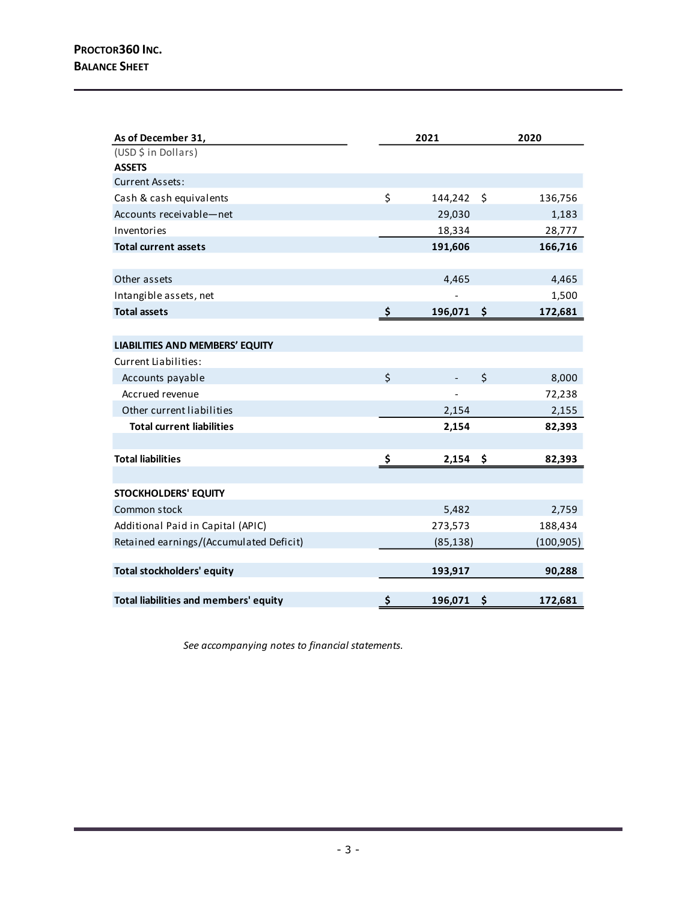**PROCTOR360 INC.**
**BALANCE SHEET**

| As of December 31, | 2021 | 2020 |
|---|---|---|
| (USD $ in Dollars) | | |
| **ASSETS** | | |
| Current Assets: | | |
| Cash & cash equivalents | $ 144,242 | $ 136,756 |
| Accounts receivable—net | 29,030 | 1,183 |
| Inventories | 18,334 | 28,777 |
| **Total current assets** | **191,606** | **166,716** |
| | | |
| Other assets | 4,465 | 4,465 |
| Intangible assets, net | - | 1,500 |
| **Total assets** | **$ 196,071** | **$ 172,681** |
| | | |
| **LIABILITIES AND MEMBERS' EQUITY** | | |
| Current Liabilities: | | |
| Accounts payable | $ - | $ 8,000 |
| Accrued revenue | - | 72,238 |
| Other current liabilities | 2,154 | 2,155 |
| **Total current liabilities** | **2,154** | **82,393** |
| | | |
| **Total liabilities** | **$ 2,154** | **$ 82,393** |
| | | |
| **STOCKHOLDERS' EQUITY** | | |
| Common stock | 5,482 | 2,759 |
| Additional Paid in Capital (APIC) | 273,573 | 188,434 |
| Retained earnings/(Accumulated Deficit) | (85,138) | (100,905) |
| | | |
| **Total stockholders' equity** | **193,917** | **90,288** |
| | | |
| **Total liabilities and members' equity** | **$ 196,071** | **$ 172,681** |

*See accompanying notes to financial statements.*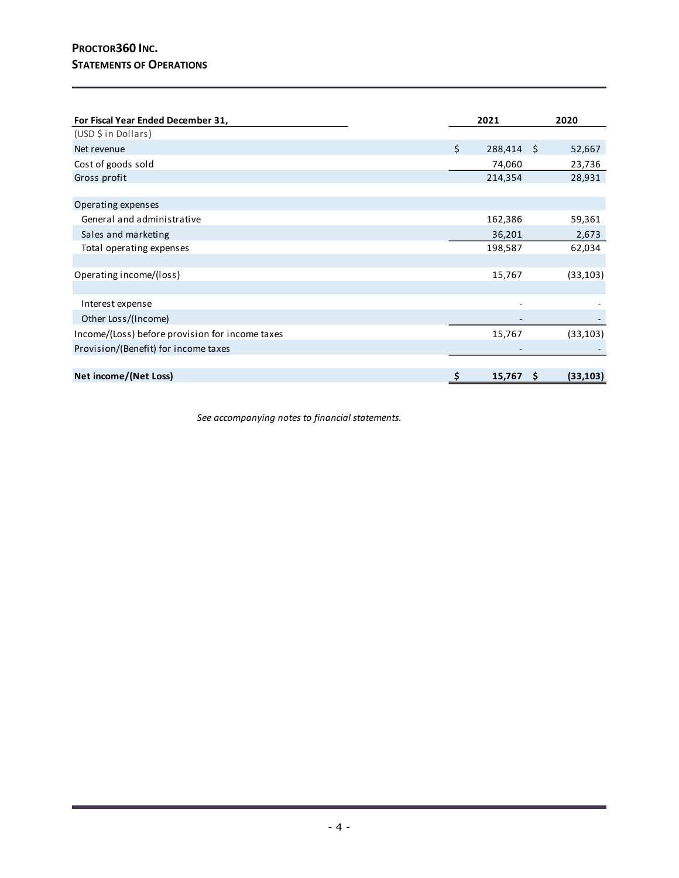**PROCTOR360 INC.**
**STATEMENTS OF OPERATIONS**

| For Fiscal Year Ended December 31, | 2021 | 2020 |
|---|---|---|
| (USD $ in Dollars) | | |
| Net revenue | $ 288,414 | $ 52,667 |
| Cost of goods sold | 74,060 | 23,736 |
| Gross profit | 214,354 | 28,931 |
| | | |
| Operating expenses | | |
| General and administrative | 162,386 | 59,361 |
| Sales and marketing | 36,201 | 2,673 |
| Total operating expenses | 198,587 | 62,034 |
| | | |
| Operating income/(loss) | 15,767 | (33,103) |
| | | |
| Interest expense | - | - |
| Other Loss/(Income) | - | - |
| Income/(Loss) before provision for income taxes | 15,767 | (33,103) |
| Provision/(Benefit) for income taxes | - | - |
| | | |
| **Net income/(Net Loss)** | **$ 15,767** | **$ (33,103)** |

*See accompanying notes to financial statements.*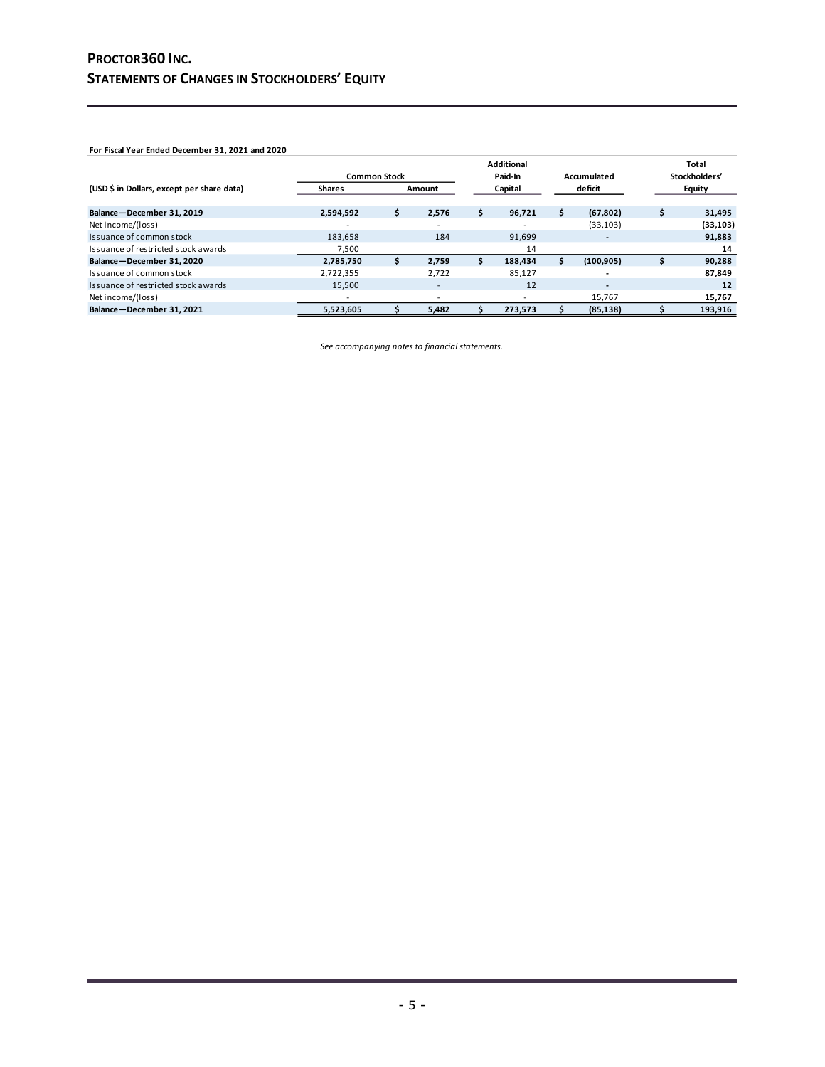# PROCTOR360 INC.
## STATEMENTS OF CHANGES IN STOCKHOLDERS' EQUITY

**For Fiscal Year Ended December 31, 2021 and 2020**

| (USD $ in Dollars, except per share data) | Common Stock Shares | Common Stock Amount | Additional Paid-In Capital | Accumulated deficit | Total Stockholders' Equity |
|---|---|---|---|---|---|
| **Balance—December 31, 2019** | **2,594,592** | **$ 2,576** | **$ 96,721** | **$ (67,802)** | **$ 31,495** |
| Net income/(loss) | - | - | - | (33,103) | **(33,103)** |
| Issuance of common stock | 183,658 | 184 | 91,699 | - | **91,883** |
| Issuance of restricted stock awards | 7,500 | | 14 | | **14** |
| **Balance—December 31, 2020** | **2,785,750** | **$ 2,759** | **$ 188,434** | **$ (100,905)** | **$ 90,288** |
| Issuance of common stock | 2,722,355 | 2,722 | 85,127 | - | **87,849** |
| Issuance of restricted stock awards | 15,500 | - | 12 | - | **12** |
| Net income/(loss) | - | - | - | 15,767 | **15,767** |
| **Balance—December 31, 2021** | **5,523,605** | **$ 5,482** | **$ 273,573** | **$ (85,138)** | **$ 193,916** |

*See accompanying notes to financial statements.*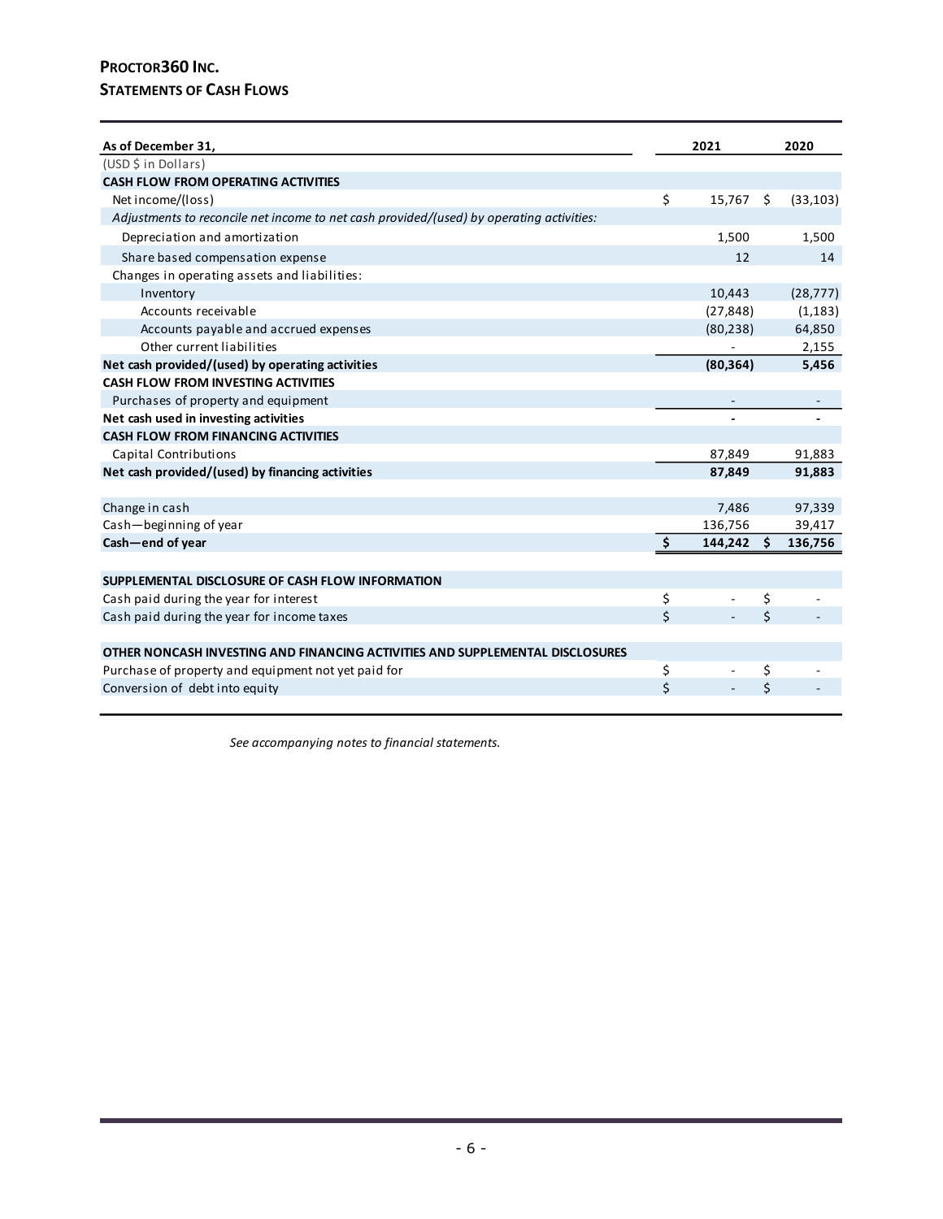# PROCTOR360 INC.

## STATEMENTS OF CASH FLOWS

| As of December 31, | 2021 | 2020 |
|---|---|---|
| (USD $ in Dollars) | | |
| **CASH FLOW FROM OPERATING ACTIVITIES** | | |
| Net income/(loss) | $ 15,767 | $ (33,103) |
| *Adjustments to reconcile net income to net cash provided/(used) by operating activities:* | | |
| Depreciation and amortization | 1,500 | 1,500 |
| Share based compensation expense | 12 | 14 |
| Changes in operating assets and liabilities: | | |
| Inventory | 10,443 | (28,777) |
| Accounts receivable | (27,848) | (1,183) |
| Accounts payable and accrued expenses | (80,238) | 64,850 |
| Other current liabilities | - | 2,155 |
| **Net cash provided/(used) by operating activities** | **(80,364)** | **5,456** |
| **CASH FLOW FROM INVESTING ACTIVITIES** | | |
| Purchases of property and equipment | - | - |
| **Net cash used in investing activities** | **-** | **-** |
| **CASH FLOW FROM FINANCING ACTIVITIES** | | |
| Capital Contributions | 87,849 | 91,883 |
| **Net cash provided/(used) by financing activities** | **87,849** | **91,883** |
| | | |
| Change in cash | 7,486 | 97,339 |
| Cash—beginning of year | 136,756 | 39,417 |
| **Cash—end of year** | **$ 144,242** | **$ 136,756** |
| | | |
| **SUPPLEMENTAL DISCLOSURE OF CASH FLOW INFORMATION** | | |
| Cash paid during the year for interest | $ - | $ - |
| Cash paid during the year for income taxes | $ - | $ - |
| | | |
| **OTHER NONCASH INVESTING AND FINANCING ACTIVITIES AND SUPPLEMENTAL DISCLOSURES** | | |
| Purchase of property and equipment not yet paid for | $ - | $ - |
| Conversion of debt into equity | $ - | $ - |

*See accompanying notes to financial statements.*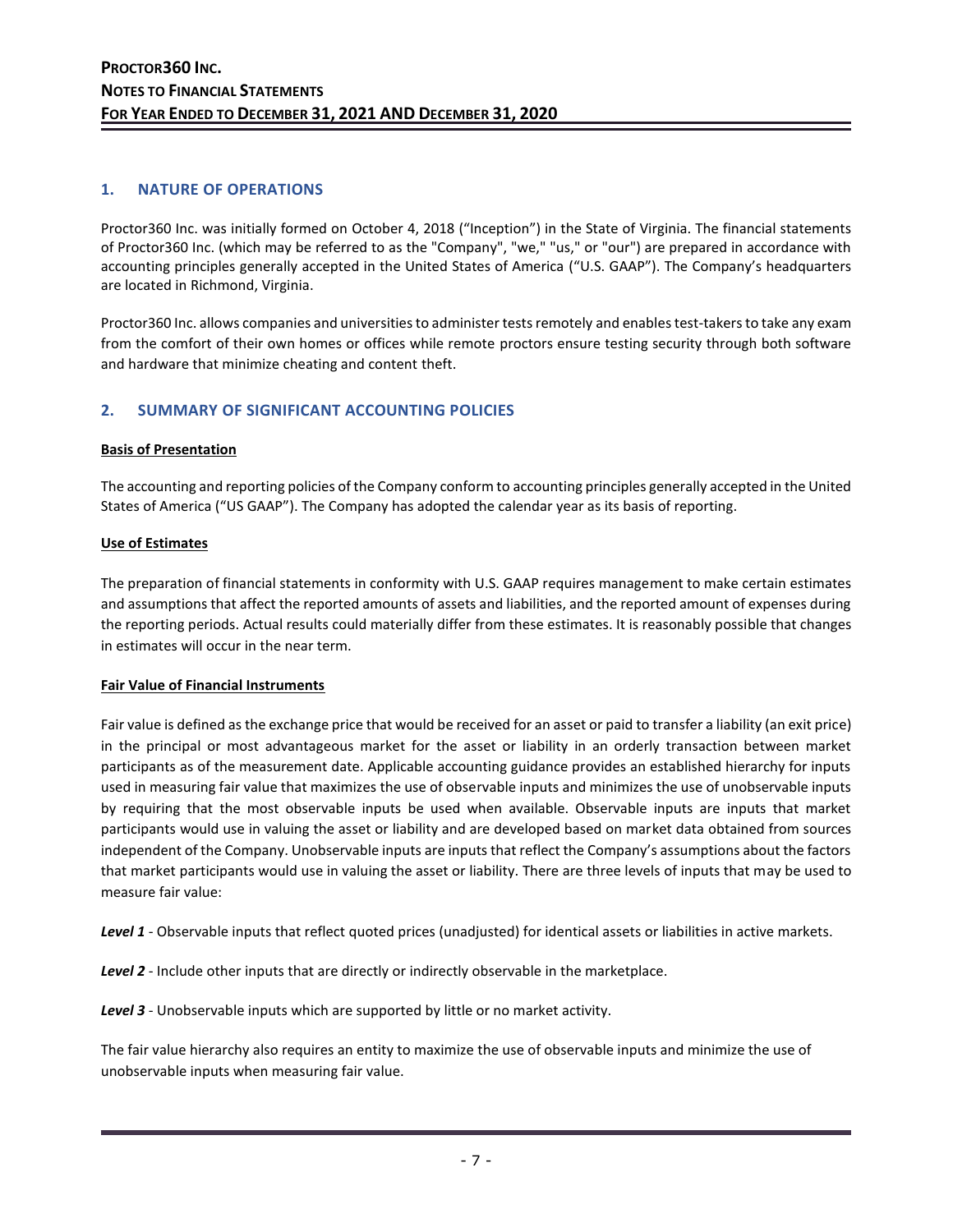# PROCTOR360 INC.
## NOTES TO FINANCIAL STATEMENTS
## FOR YEAR ENDED TO DECEMBER 31, 2021 AND DECEMBER 31, 2020

## 1. NATURE OF OPERATIONS

Proctor360 Inc. was initially formed on October 4, 2018 ("Inception") in the State of Virginia. The financial statements of Proctor360 Inc. (which may be referred to as the "Company", "we," "us," or "our") are prepared in accordance with accounting principles generally accepted in the United States of America ("U.S. GAAP"). The Company's headquarters are located in Richmond, Virginia.

Proctor360 Inc. allows companies and universities to administer tests remotely and enables test-takers to take any exam from the comfort of their own homes or offices while remote proctors ensure testing security through both software and hardware that minimize cheating and content theft.

## 2. SUMMARY OF SIGNIFICANT ACCOUNTING POLICIES

**Basis of Presentation**

The accounting and reporting policies of the Company conform to accounting principles generally accepted in the United States of America ("US GAAP"). The Company has adopted the calendar year as its basis of reporting.

**Use of Estimates**

The preparation of financial statements in conformity with U.S. GAAP requires management to make certain estimates and assumptions that affect the reported amounts of assets and liabilities, and the reported amount of expenses during the reporting periods. Actual results could materially differ from these estimates. It is reasonably possible that changes in estimates will occur in the near term.

**Fair Value of Financial Instruments**

Fair value is defined as the exchange price that would be received for an asset or paid to transfer a liability (an exit price) in the principal or most advantageous market for the asset or liability in an orderly transaction between market participants as of the measurement date. Applicable accounting guidance provides an established hierarchy for inputs used in measuring fair value that maximizes the use of observable inputs and minimizes the use of unobservable inputs by requiring that the most observable inputs be used when available. Observable inputs are inputs that market participants would use in valuing the asset or liability and are developed based on market data obtained from sources independent of the Company. Unobservable inputs are inputs that reflect the Company's assumptions about the factors that market participants would use in valuing the asset or liability. There are three levels of inputs that may be used to measure fair value:

***Level 1*** - Observable inputs that reflect quoted prices (unadjusted) for identical assets or liabilities in active markets.

***Level 2*** - Include other inputs that are directly or indirectly observable in the marketplace.

***Level 3*** - Unobservable inputs which are supported by little or no market activity.

The fair value hierarchy also requires an entity to maximize the use of observable inputs and minimize the use of unobservable inputs when measuring fair value.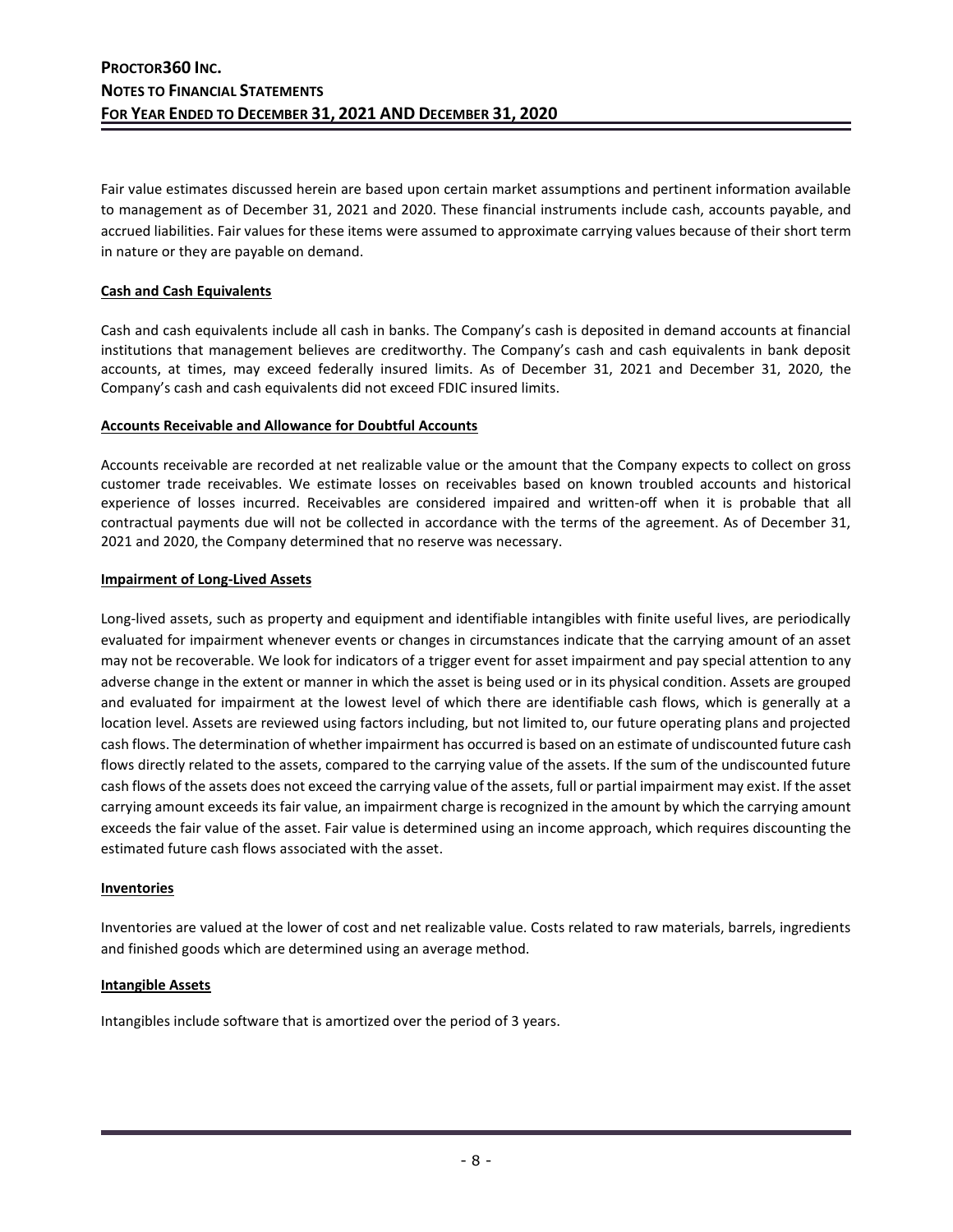Fair value estimates discussed herein are based upon certain market assumptions and pertinent information available to management as of December 31, 2021 and 2020. These financial instruments include cash, accounts payable, and accrued liabilities. Fair values for these items were assumed to approximate carrying values because of their short term in nature or they are payable on demand.

**Cash and Cash Equivalents**

Cash and cash equivalents include all cash in banks. The Company's cash is deposited in demand accounts at financial institutions that management believes are creditworthy. The Company's cash and cash equivalents in bank deposit accounts, at times, may exceed federally insured limits. As of December 31, 2021 and December 31, 2020, the Company's cash and cash equivalents did not exceed FDIC insured limits.

**Accounts Receivable and Allowance for Doubtful Accounts**

Accounts receivable are recorded at net realizable value or the amount that the Company expects to collect on gross customer trade receivables. We estimate losses on receivables based on known troubled accounts and historical experience of losses incurred. Receivables are considered impaired and written-off when it is probable that all contractual payments due will not be collected in accordance with the terms of the agreement. As of December 31, 2021 and 2020, the Company determined that no reserve was necessary.

**Impairment of Long-Lived Assets**

Long-lived assets, such as property and equipment and identifiable intangibles with finite useful lives, are periodically evaluated for impairment whenever events or changes in circumstances indicate that the carrying amount of an asset may not be recoverable. We look for indicators of a trigger event for asset impairment and pay special attention to any adverse change in the extent or manner in which the asset is being used or in its physical condition. Assets are grouped and evaluated for impairment at the lowest level of which there are identifiable cash flows, which is generally at a location level. Assets are reviewed using factors including, but not limited to, our future operating plans and projected cash flows. The determination of whether impairment has occurred is based on an estimate of undiscounted future cash flows directly related to the assets, compared to the carrying value of the assets. If the sum of the undiscounted future cash flows of the assets does not exceed the carrying value of the assets, full or partial impairment may exist. If the asset carrying amount exceeds its fair value, an impairment charge is recognized in the amount by which the carrying amount exceeds the fair value of the asset. Fair value is determined using an income approach, which requires discounting the estimated future cash flows associated with the asset.

**Inventories**

Inventories are valued at the lower of cost and net realizable value. Costs related to raw materials, barrels, ingredients and finished goods which are determined using an average method.

**Intangible Assets**

Intangibles include software that is amortized over the period of 3 years.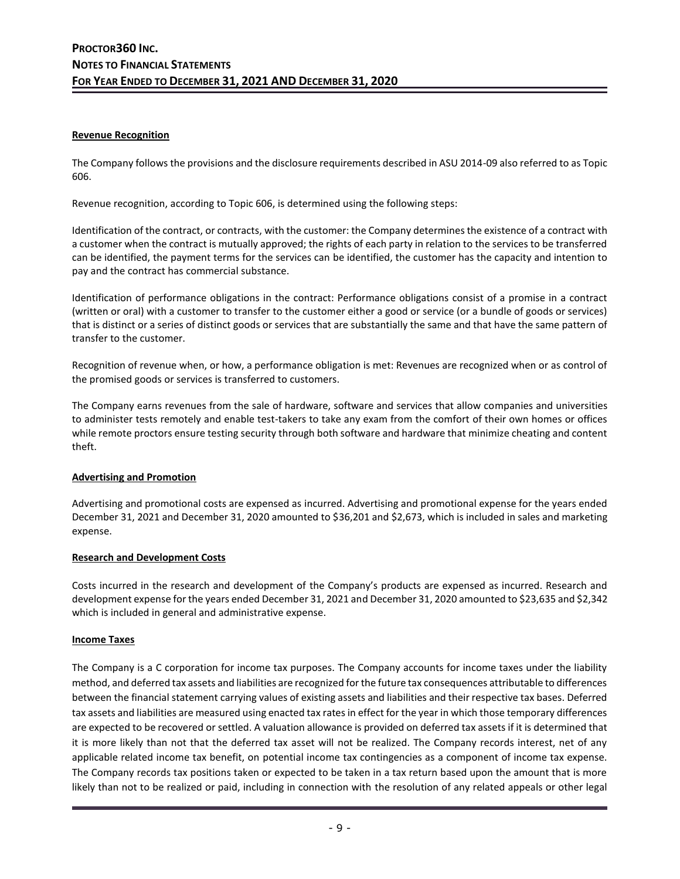### Revenue Recognition

The Company follows the provisions and the disclosure requirements described in ASU 2014-09 also referred to as Topic 606.

Revenue recognition, according to Topic 606, is determined using the following steps:

Identification of the contract, or contracts, with the customer: the Company determines the existence of a contract with a customer when the contract is mutually approved; the rights of each party in relation to the services to be transferred can be identified, the payment terms for the services can be identified, the customer has the capacity and intention to pay and the contract has commercial substance.

Identification of performance obligations in the contract: Performance obligations consist of a promise in a contract (written or oral) with a customer to transfer to the customer either a good or service (or a bundle of goods or services) that is distinct or a series of distinct goods or services that are substantially the same and that have the same pattern of transfer to the customer.

Recognition of revenue when, or how, a performance obligation is met: Revenues are recognized when or as control of the promised goods or services is transferred to customers.

The Company earns revenues from the sale of hardware, software and services that allow companies and universities to administer tests remotely and enable test-takers to take any exam from the comfort of their own homes or offices while remote proctors ensure testing security through both software and hardware that minimize cheating and content theft.

### Advertising and Promotion

Advertising and promotional costs are expensed as incurred. Advertising and promotional expense for the years ended December 31, 2021 and December 31, 2020 amounted to $36,201 and $2,673, which is included in sales and marketing expense.

### Research and Development Costs

Costs incurred in the research and development of the Company's products are expensed as incurred. Research and development expense for the years ended December 31, 2021 and December 31, 2020 amounted to $23,635 and $2,342 which is included in general and administrative expense.

### Income Taxes

The Company is a C corporation for income tax purposes. The Company accounts for income taxes under the liability method, and deferred tax assets and liabilities are recognized for the future tax consequences attributable to differences between the financial statement carrying values of existing assets and liabilities and their respective tax bases. Deferred tax assets and liabilities are measured using enacted tax rates in effect for the year in which those temporary differences are expected to be recovered or settled. A valuation allowance is provided on deferred tax assets if it is determined that it is more likely than not that the deferred tax asset will not be realized. The Company records interest, net of any applicable related income tax benefit, on potential income tax contingencies as a component of income tax expense. The Company records tax positions taken or expected to be taken in a tax return based upon the amount that is more likely than not to be realized or paid, including in connection with the resolution of any related appeals or other legal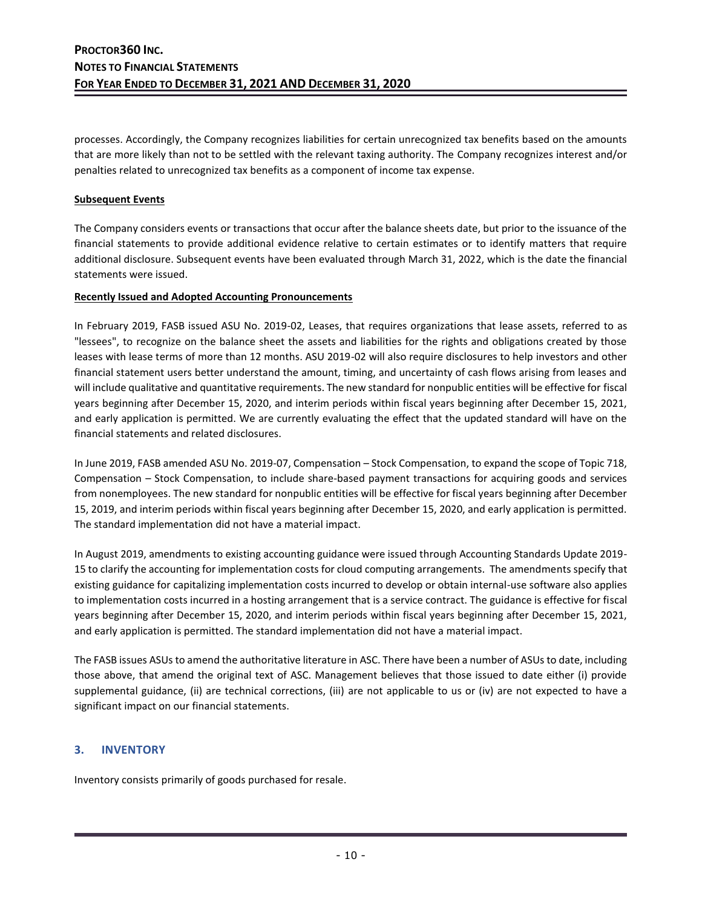processes. Accordingly, the Company recognizes liabilities for certain unrecognized tax benefits based on the amounts that are more likely than not to be settled with the relevant taxing authority. The Company recognizes interest and/or penalties related to unrecognized tax benefits as a component of income tax expense.

**Subsequent Events**

The Company considers events or transactions that occur after the balance sheets date, but prior to the issuance of the financial statements to provide additional evidence relative to certain estimates or to identify matters that require additional disclosure. Subsequent events have been evaluated through March 31, 2022, which is the date the financial statements were issued.

**Recently Issued and Adopted Accounting Pronouncements**

In February 2019, FASB issued ASU No. 2019-02, Leases, that requires organizations that lease assets, referred to as "lessees", to recognize on the balance sheet the assets and liabilities for the rights and obligations created by those leases with lease terms of more than 12 months. ASU 2019-02 will also require disclosures to help investors and other financial statement users better understand the amount, timing, and uncertainty of cash flows arising from leases and will include qualitative and quantitative requirements. The new standard for nonpublic entities will be effective for fiscal years beginning after December 15, 2020, and interim periods within fiscal years beginning after December 15, 2021, and early application is permitted. We are currently evaluating the effect that the updated standard will have on the financial statements and related disclosures.

In June 2019, FASB amended ASU No. 2019-07, Compensation – Stock Compensation, to expand the scope of Topic 718, Compensation – Stock Compensation, to include share-based payment transactions for acquiring goods and services from nonemployees. The new standard for nonpublic entities will be effective for fiscal years beginning after December 15, 2019, and interim periods within fiscal years beginning after December 15, 2020, and early application is permitted. The standard implementation did not have a material impact.

In August 2019, amendments to existing accounting guidance were issued through Accounting Standards Update 2019-15 to clarify the accounting for implementation costs for cloud computing arrangements. The amendments specify that existing guidance for capitalizing implementation costs incurred to develop or obtain internal-use software also applies to implementation costs incurred in a hosting arrangement that is a service contract. The guidance is effective for fiscal years beginning after December 15, 2020, and interim periods within fiscal years beginning after December 15, 2021, and early application is permitted. The standard implementation did not have a material impact.

The FASB issues ASUs to amend the authoritative literature in ASC. There have been a number of ASUs to date, including those above, that amend the original text of ASC. Management believes that those issued to date either (i) provide supplemental guidance, (ii) are technical corrections, (iii) are not applicable to us or (iv) are not expected to have a significant impact on our financial statements.

## 3. INVENTORY

Inventory consists primarily of goods purchased for resale.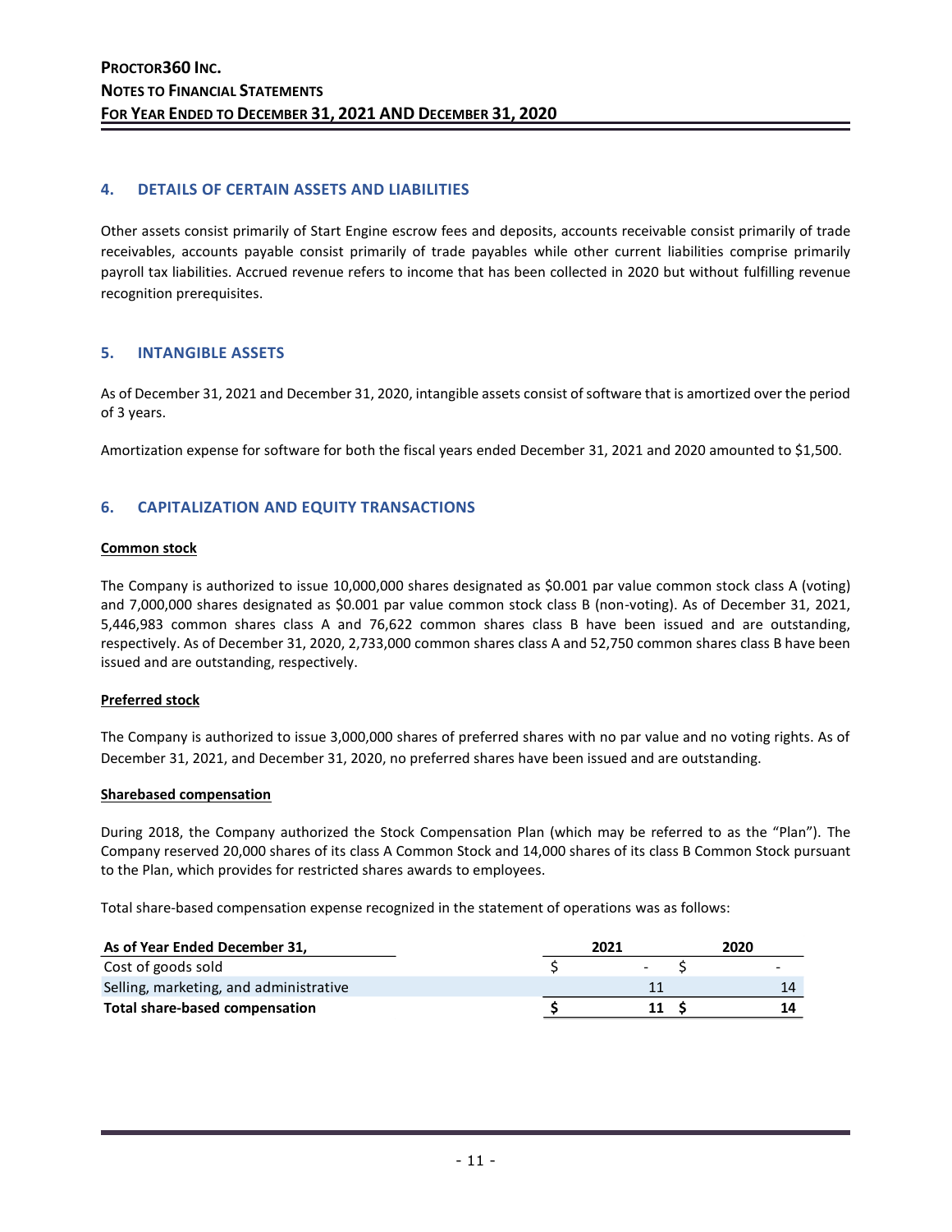## 4. DETAILS OF CERTAIN ASSETS AND LIABILITIES

Other assets consist primarily of Start Engine escrow fees and deposits, accounts receivable consist primarily of trade receivables, accounts payable consist primarily of trade payables while other current liabilities comprise primarily payroll tax liabilities. Accrued revenue refers to income that has been collected in 2020 but without fulfilling revenue recognition prerequisites.

## 5. INTANGIBLE ASSETS

As of December 31, 2021 and December 31, 2020, intangible assets consist of software that is amortized over the period of 3 years.

Amortization expense for software for both the fiscal years ended December 31, 2021 and 2020 amounted to $1,500.

## 6. CAPITALIZATION AND EQUITY TRANSACTIONS

**Common stock**

The Company is authorized to issue 10,000,000 shares designated as $0.001 par value common stock class A (voting) and 7,000,000 shares designated as $0.001 par value common stock class B (non-voting). As of December 31, 2021, 5,446,983 common shares class A and 76,622 common shares class B have been issued and are outstanding, respectively. As of December 31, 2020, 2,733,000 common shares class A and 52,750 common shares class B have been issued and are outstanding, respectively.

**Preferred stock**

The Company is authorized to issue 3,000,000 shares of preferred shares with no par value and no voting rights. As of December 31, 2021, and December 31, 2020, no preferred shares have been issued and are outstanding.

**Sharebased compensation**

During 2018, the Company authorized the Stock Compensation Plan (which may be referred to as the "Plan"). The Company reserved 20,000 shares of its class A Common Stock and 14,000 shares of its class B Common Stock pursuant to the Plan, which provides for restricted shares awards to employees.

Total share-based compensation expense recognized in the statement of operations was as follows:

| As of Year Ended December 31, | 2021 | 2020 |
|---|---|---|
| Cost of goods sold | $ - | $ - |
| Selling, marketing, and administrative | 11 | 14 |
| **Total share-based compensation** | **$ 11** | **$ 14** |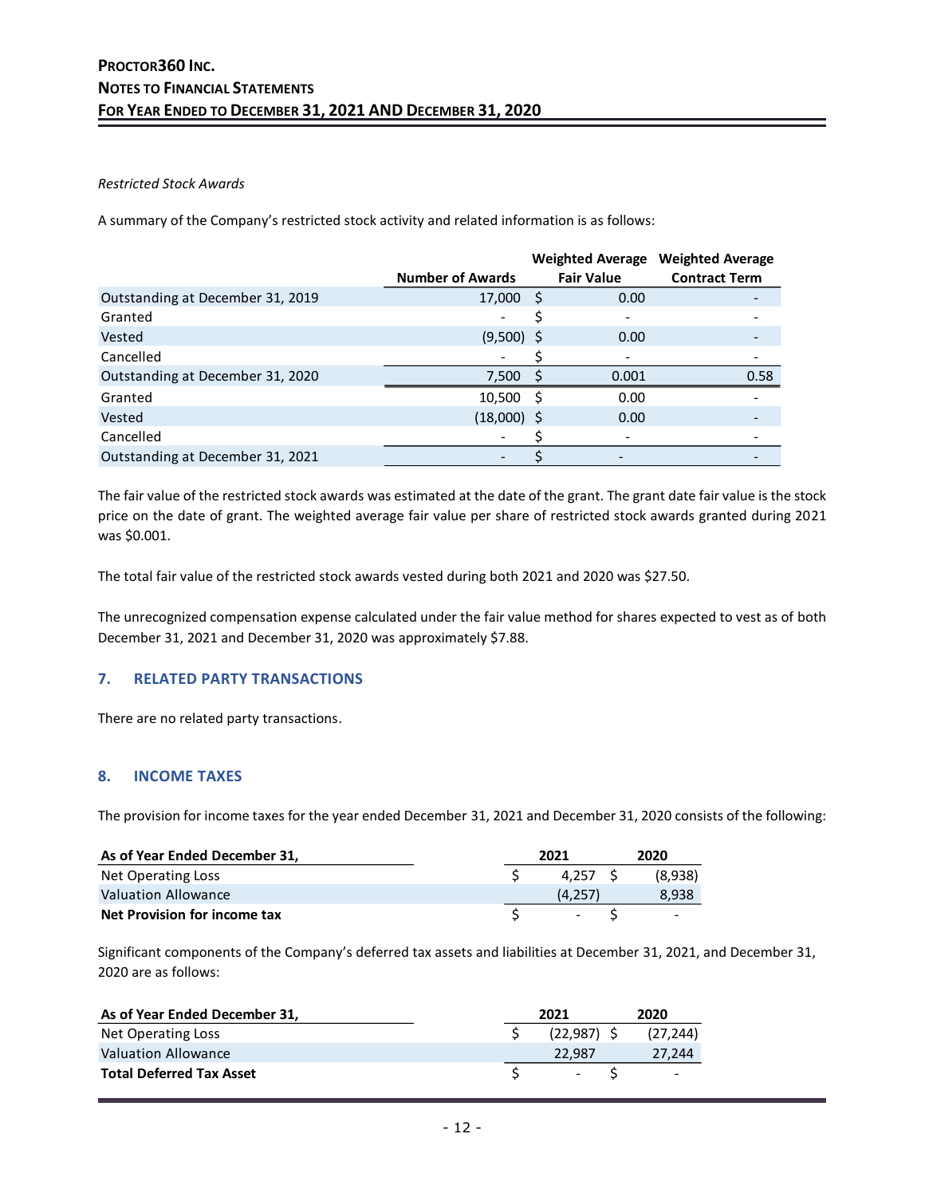*Restricted Stock Awards*

A summary of the Company's restricted stock activity and related information is as follows:

| | Number of Awards | Weighted Average Fair Value | Weighted Average Contract Term |
|---|---|---|---|
| Outstanding at December 31, 2019 | 17,000 | $ 0.00 | - |
| Granted | - | $ - | - |
| Vested | (9,500) | $ 0.00 | - |
| Cancelled | - | $ - | - |
| Outstanding at December 31, 2020 | 7,500 | $ 0.001 | 0.58 |
| Granted | 10,500 | $ 0.00 | - |
| Vested | (18,000) | $ 0.00 | - |
| Cancelled | - | $ - | - |
| Outstanding at December 31, 2021 | - | $ - | - |

The fair value of the restricted stock awards was estimated at the date of the grant. The grant date fair value is the stock price on the date of grant. The weighted average fair value per share of restricted stock awards granted during 2021 was $0.001.

The total fair value of the restricted stock awards vested during both 2021 and 2020 was $27.50.

The unrecognized compensation expense calculated under the fair value method for shares expected to vest as of both December 31, 2021 and December 31, 2020 was approximately $7.88.

## 7. RELATED PARTY TRANSACTIONS

There are no related party transactions.

## 8. INCOME TAXES

The provision for income taxes for the year ended December 31, 2021 and December 31, 2020 consists of the following:

| **As of Year Ended December 31,** | **2021** | **2020** |
|---|---|---|
| Net Operating Loss | $ 4,257 | $ (8,938) |
| Valuation Allowance | (4,257) | 8,938 |
| **Net Provision for income tax** | $ - | $ - |

Significant components of the Company's deferred tax assets and liabilities at December 31, 2021, and December 31, 2020 are as follows:

| **As of Year Ended December 31,** | **2021** | **2020** |
|---|---|---|
| Net Operating Loss | $ (22,987) | $ (27,244) |
| Valuation Allowance | 22,987 | 27,244 |
| **Total Deferred Tax Asset** | $ - | $ - |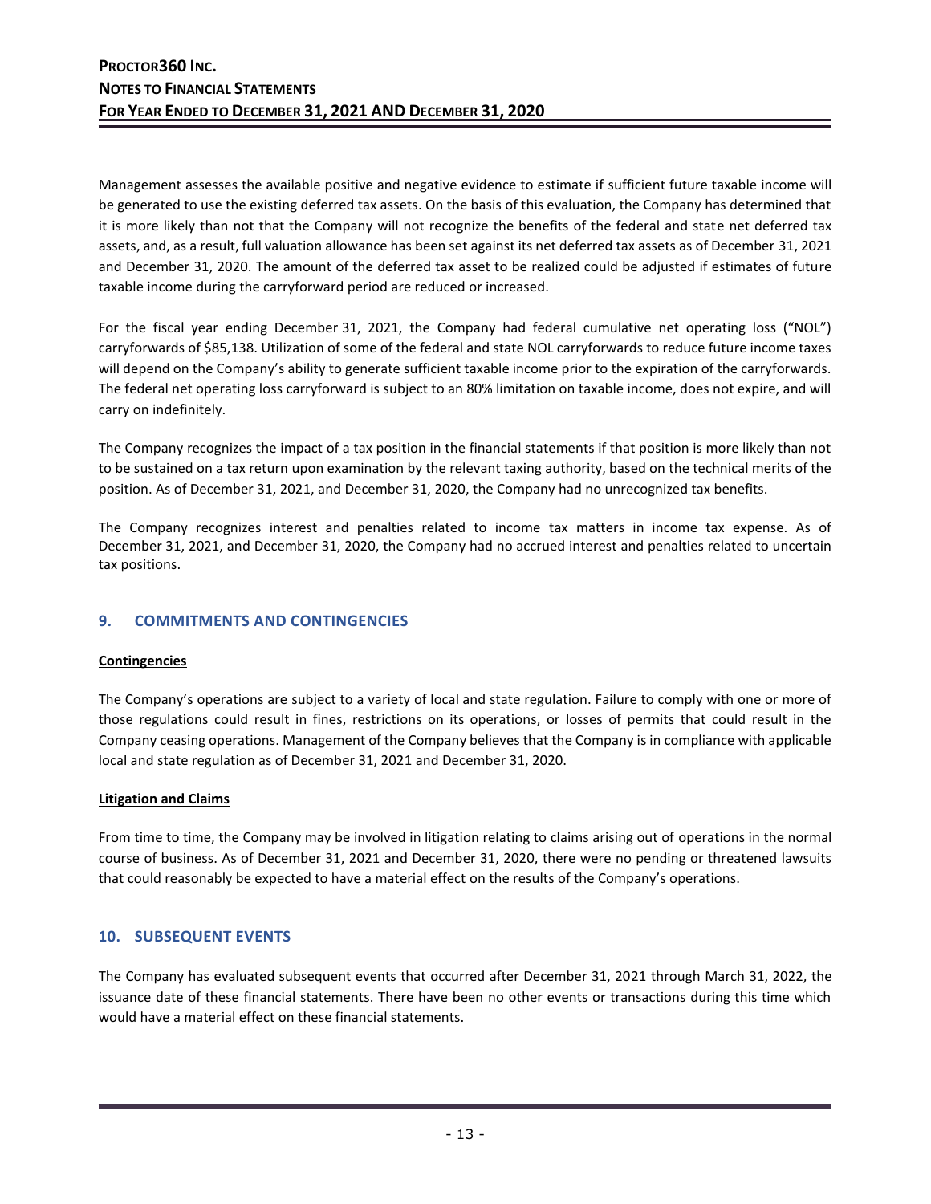Management assesses the available positive and negative evidence to estimate if sufficient future taxable income will be generated to use the existing deferred tax assets. On the basis of this evaluation, the Company has determined that it is more likely than not that the Company will not recognize the benefits of the federal and state net deferred tax assets, and, as a result, full valuation allowance has been set against its net deferred tax assets as of December 31, 2021 and December 31, 2020. The amount of the deferred tax asset to be realized could be adjusted if estimates of future taxable income during the carryforward period are reduced or increased.

For the fiscal year ending December 31, 2021, the Company had federal cumulative net operating loss ("NOL") carryforwards of $85,138. Utilization of some of the federal and state NOL carryforwards to reduce future income taxes will depend on the Company's ability to generate sufficient taxable income prior to the expiration of the carryforwards. The federal net operating loss carryforward is subject to an 80% limitation on taxable income, does not expire, and will carry on indefinitely.

The Company recognizes the impact of a tax position in the financial statements if that position is more likely than not to be sustained on a tax return upon examination by the relevant taxing authority, based on the technical merits of the position. As of December 31, 2021, and December 31, 2020, the Company had no unrecognized tax benefits.

The Company recognizes interest and penalties related to income tax matters in income tax expense. As of December 31, 2021, and December 31, 2020, the Company had no accrued interest and penalties related to uncertain tax positions.

## 9. COMMITMENTS AND CONTINGENCIES

**Contingencies**

The Company's operations are subject to a variety of local and state regulation. Failure to comply with one or more of those regulations could result in fines, restrictions on its operations, or losses of permits that could result in the Company ceasing operations. Management of the Company believes that the Company is in compliance with applicable local and state regulation as of December 31, 2021 and December 31, 2020.

**Litigation and Claims**

From time to time, the Company may be involved in litigation relating to claims arising out of operations in the normal course of business. As of December 31, 2021 and December 31, 2020, there were no pending or threatened lawsuits that could reasonably be expected to have a material effect on the results of the Company's operations.

## 10. SUBSEQUENT EVENTS

The Company has evaluated subsequent events that occurred after December 31, 2021 through March 31, 2022, the issuance date of these financial statements. There have been no other events or transactions during this time which would have a material effect on these financial statements.